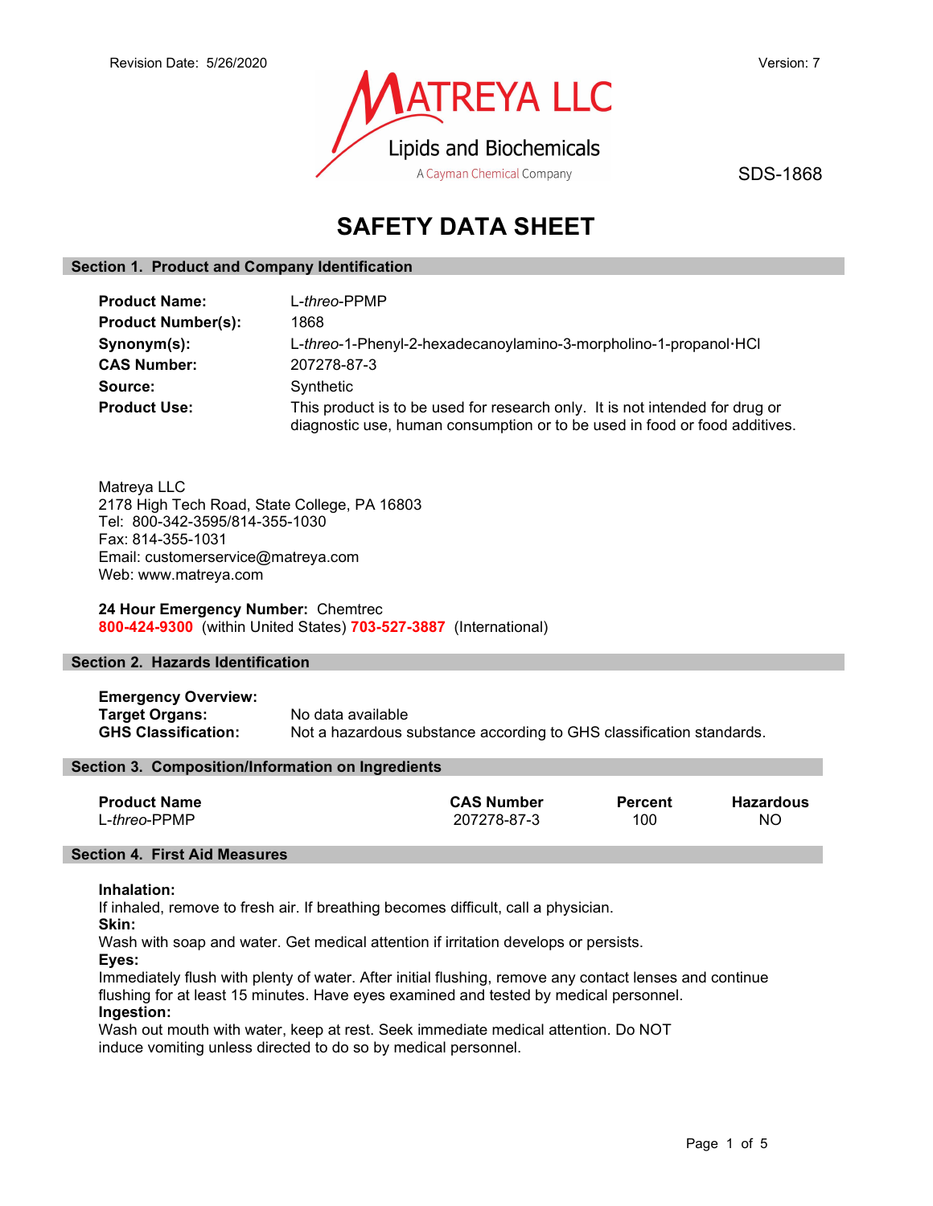Revision Date: 5/26/2020

Version: 7

MATREYA LLC
Lipids and Biochemicals
A Cayman Chemical Company

SDS-1868

# SAFETY DATA SHEET

## Section 1. Product and Company Identification

**Product Name:** L-*threo*-PPMP
**Product Number(s):** 1868
**Synonym(s):** L-*threo*-1-Phenyl-2-hexadecanoylamino-3-morpholino-1-propanol·HCl
**CAS Number:** 207278-87-3
**Source:** Synthetic
**Product Use:** This product is to be used for research only. It is not intended for drug or diagnostic use, human consumption or to be used in food or food additives.

Matreya LLC
2178 High Tech Road, State College, PA 16803
Tel: 800-342-3595/814-355-1030
Fax: 814-355-1031
Email: customerservice@matreya.com
Web: www.matreya.com

**24 Hour Emergency Number:** Chemtrec
**800-424-9300** (within United States) **703-527-3887** (International)

## Section 2. Hazards Identification

**Emergency Overview:**
**Target Organs:** No data available
**GHS Classification:** Not a hazardous substance according to GHS classification standards.

## Section 3. Composition/Information on Ingredients

| Product Name | CAS Number | Percent | Hazardous |
|---|---|---|---|
| L-*threo*-PPMP | 207278-87-3 | 100 | NO |

## Section 4. First Aid Measures

**Inhalation:**
If inhaled, remove to fresh air. If breathing becomes difficult, call a physician.
**Skin:**
Wash with soap and water. Get medical attention if irritation develops or persists.
**Eyes:**
Immediately flush with plenty of water. After initial flushing, remove any contact lenses and continue flushing for at least 15 minutes. Have eyes examined and tested by medical personnel.
**Ingestion:**
Wash out mouth with water, keep at rest. Seek immediate medical attention. Do NOT induce vomiting unless directed to do so by medical personnel.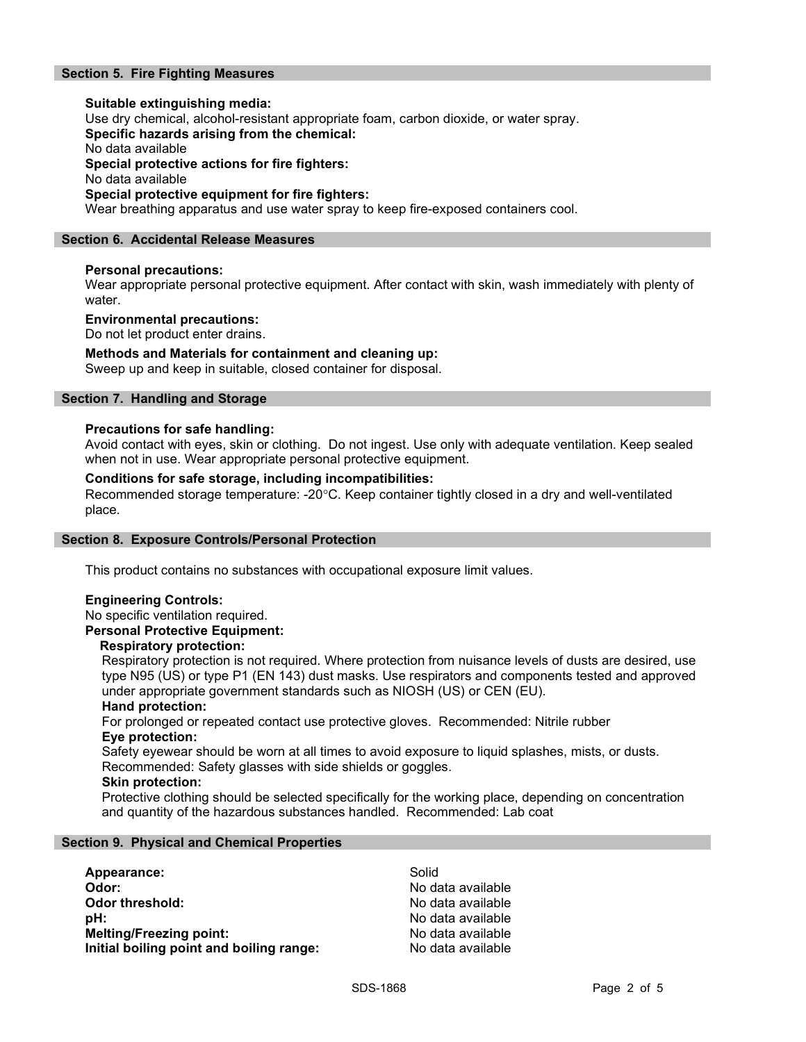## Section 5. Fire Fighting Measures

**Suitable extinguishing media:**
Use dry chemical, alcohol-resistant appropriate foam, carbon dioxide, or water spray.

**Specific hazards arising from the chemical:**
No data available

**Special protective actions for fire fighters:**
No data available

**Special protective equipment for fire fighters:**
Wear breathing apparatus and use water spray to keep fire-exposed containers cool.

## Section 6. Accidental Release Measures

**Personal precautions:**
Wear appropriate personal protective equipment. After contact with skin, wash immediately with plenty of water.

**Environmental precautions:**
Do not let product enter drains.

**Methods and Materials for containment and cleaning up:**
Sweep up and keep in suitable, closed container for disposal.

## Section 7. Handling and Storage

**Precautions for safe handling:**
Avoid contact with eyes, skin or clothing. Do not ingest. Use only with adequate ventilation. Keep sealed when not in use. Wear appropriate personal protective equipment.

**Conditions for safe storage, including incompatibilities:**
Recommended storage temperature: -20°C. Keep container tightly closed in a dry and well-ventilated place.

## Section 8. Exposure Controls/Personal Protection

This product contains no substances with occupational exposure limit values.

**Engineering Controls:**
No specific ventilation required.

**Personal Protective Equipment:**

**Respiratory protection:**
Respiratory protection is not required. Where protection from nuisance levels of dusts are desired, use type N95 (US) or type P1 (EN 143) dust masks. Use respirators and components tested and approved under appropriate government standards such as NIOSH (US) or CEN (EU).

**Hand protection:**
For prolonged or repeated contact use protective gloves. Recommended: Nitrile rubber

**Eye protection:**
Safety eyewear should be worn at all times to avoid exposure to liquid splashes, mists, or dusts. Recommended: Safety glasses with side shields or goggles.

**Skin protection:**
Protective clothing should be selected specifically for the working place, depending on concentration and quantity of the hazardous substances handled. Recommended: Lab coat

## Section 9. Physical and Chemical Properties

| | |
|---|---|
| **Appearance:** | Solid |
| **Odor:** | No data available |
| **Odor threshold:** | No data available |
| **pH:** | No data available |
| **Melting/Freezing point:** | No data available |
| **Initial boiling point and boiling range:** | No data available |

SDS-1868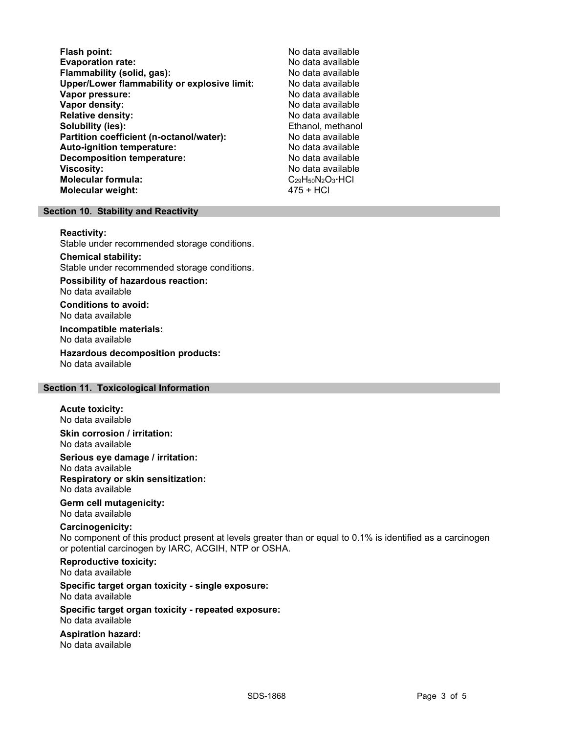| | |
|---|---|
| **Flash point:** | No data available |
| **Evaporation rate:** | No data available |
| **Flammability (solid, gas):** | No data available |
| **Upper/Lower flammability or explosive limit:** | No data available |
| **Vapor pressure:** | No data available |
| **Vapor density:** | No data available |
| **Relative density:** | No data available |
| **Solubility (ies):** | Ethanol, methanol |
| **Partition coefficient (n-octanol/water):** | No data available |
| **Auto-ignition temperature:** | No data available |
| **Decomposition temperature:** | No data available |
| **Viscosity:** | No data available |
| **Molecular formula:** | $C_{29}H_{50}N_2O_3 \cdot HCl$ |
| **Molecular weight:** | 475 + HCl |

## Section 10. Stability and Reactivity

**Reactivity:**
Stable under recommended storage conditions.

**Chemical stability:**
Stable under recommended storage conditions.

**Possibility of hazardous reaction:**
No data available

**Conditions to avoid:**
No data available

**Incompatible materials:**
No data available

**Hazardous decomposition products:**
No data available

## Section 11. Toxicological Information

**Acute toxicity:**
No data available

**Skin corrosion / irritation:**
No data available

**Serious eye damage / irritation:**
No data available

**Respiratory or skin sensitization:**
No data available

**Germ cell mutagenicity:**
No data available

**Carcinogenicity:**
No component of this product present at levels greater than or equal to 0.1% is identified as a carcinogen or potential carcinogen by IARC, ACGIH, NTP or OSHA.

**Reproductive toxicity:**
No data available

**Specific target organ toxicity - single exposure:**
No data available

**Specific target organ toxicity - repeated exposure:**
No data available

**Aspiration hazard:**
No data available

SDS-1868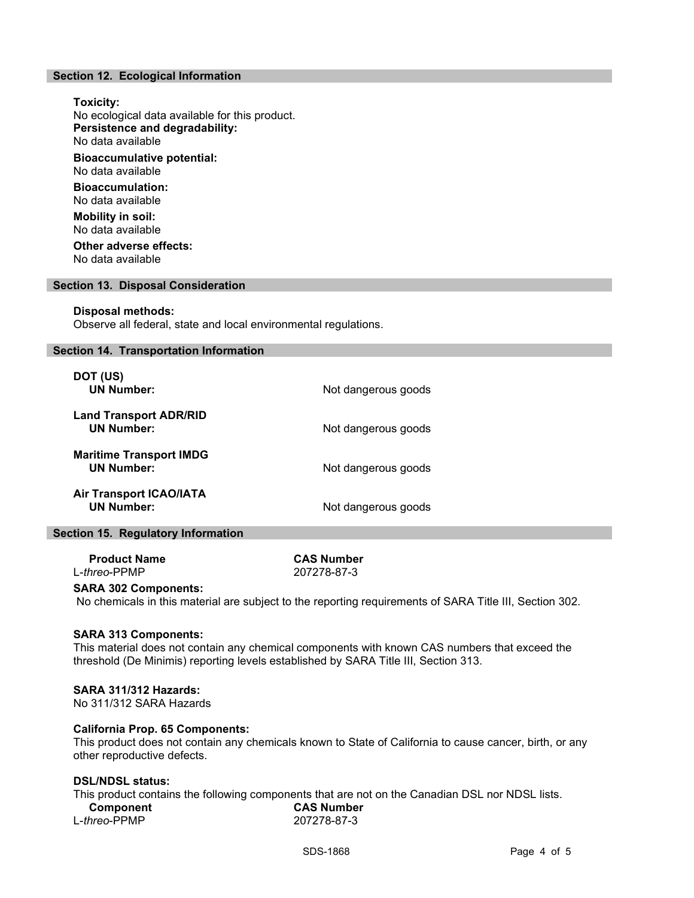## Section 12. Ecological Information

**Toxicity:**
No ecological data available for this product.
**Persistence and degradability:**
No data available

**Bioaccumulative potential:**
No data available

**Bioaccumulation:**
No data available

**Mobility in soil:**
No data available

**Other adverse effects:**
No data available

## Section 13. Disposal Consideration

**Disposal methods:**
Observe all federal, state and local environmental regulations.

## Section 14. Transportation Information

| | |
|---|---|
| **DOT (US)** | |
| **UN Number:** | Not dangerous goods |
| **Land Transport ADR/RID** | |
| **UN Number:** | Not dangerous goods |
| **Maritime Transport IMDG** | |
| **UN Number:** | Not dangerous goods |
| **Air Transport ICAO/IATA** | |
| **UN Number:** | Not dangerous goods |

## Section 15. Regulatory Information

| **Product Name** | **CAS Number** |
|---|---|
| L-*threo*-PPMP | 207278-87-3 |

**SARA 302 Components:**
No chemicals in this material are subject to the reporting requirements of SARA Title III, Section 302.

**SARA 313 Components:**
This material does not contain any chemical components with known CAS numbers that exceed the threshold (De Minimis) reporting levels established by SARA Title III, Section 313.

**SARA 311/312 Hazards:**
No 311/312 SARA Hazards

**California Prop. 65 Components:**
This product does not contain any chemicals known to State of California to cause cancer, birth, or any other reproductive defects.

**DSL/NDSL status:**
This product contains the following components that are not on the Canadian DSL nor NDSL lists.

| **Component** | **CAS Number** |
|---|---|
| L-*threo*-PPMP | 207278-87-3 |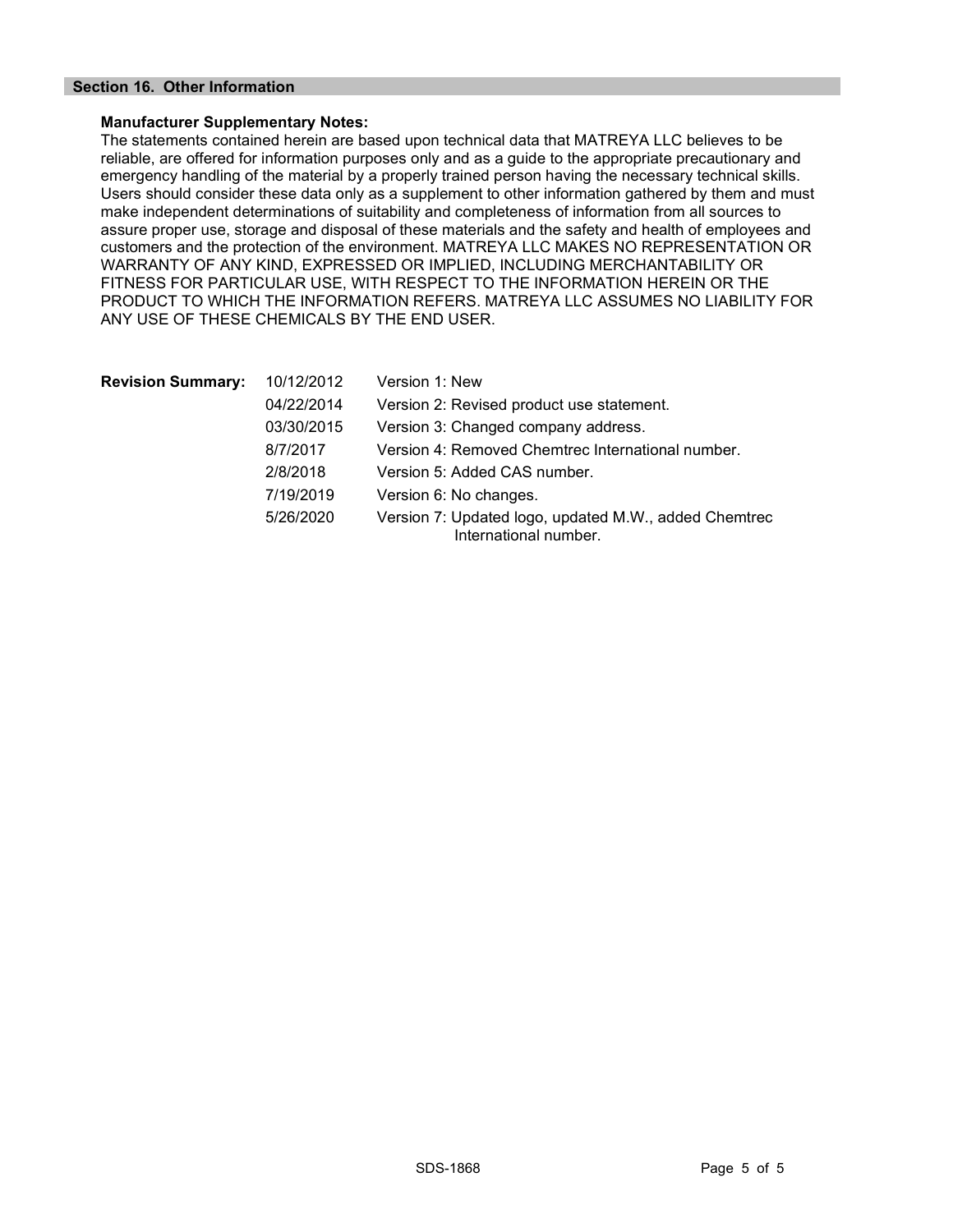## Section 16. Other Information

**Manufacturer Supplementary Notes:**

The statements contained herein are based upon technical data that MATREYA LLC believes to be reliable, are offered for information purposes only and as a guide to the appropriate precautionary and emergency handling of the material by a properly trained person having the necessary technical skills. Users should consider these data only as a supplement to other information gathered by them and must make independent determinations of suitability and completeness of information from all sources to assure proper use, storage and disposal of these materials and the safety and health of employees and customers and the protection of the environment. MATREYA LLC MAKES NO REPRESENTATION OR WARRANTY OF ANY KIND, EXPRESSED OR IMPLIED, INCLUDING MERCHANTABILITY OR FITNESS FOR PARTICULAR USE, WITH RESPECT TO THE INFORMATION HEREIN OR THE PRODUCT TO WHICH THE INFORMATION REFERS. MATREYA LLC ASSUMES NO LIABILITY FOR ANY USE OF THESE CHEMICALS BY THE END USER.

| | | |
|---|---|---|
| **Revision Summary:** | 10/12/2012 | Version 1: New |
| | 04/22/2014 | Version 2: Revised product use statement. |
| | 03/30/2015 | Version 3: Changed company address. |
| | 8/7/2017 | Version 4: Removed Chemtrec International number. |
| | 2/8/2018 | Version 5: Added CAS number. |
| | 7/19/2019 | Version 6: No changes. |
| | 5/26/2020 | Version 7: Updated logo, updated M.W., added Chemtrec International number. |

SDS-1868